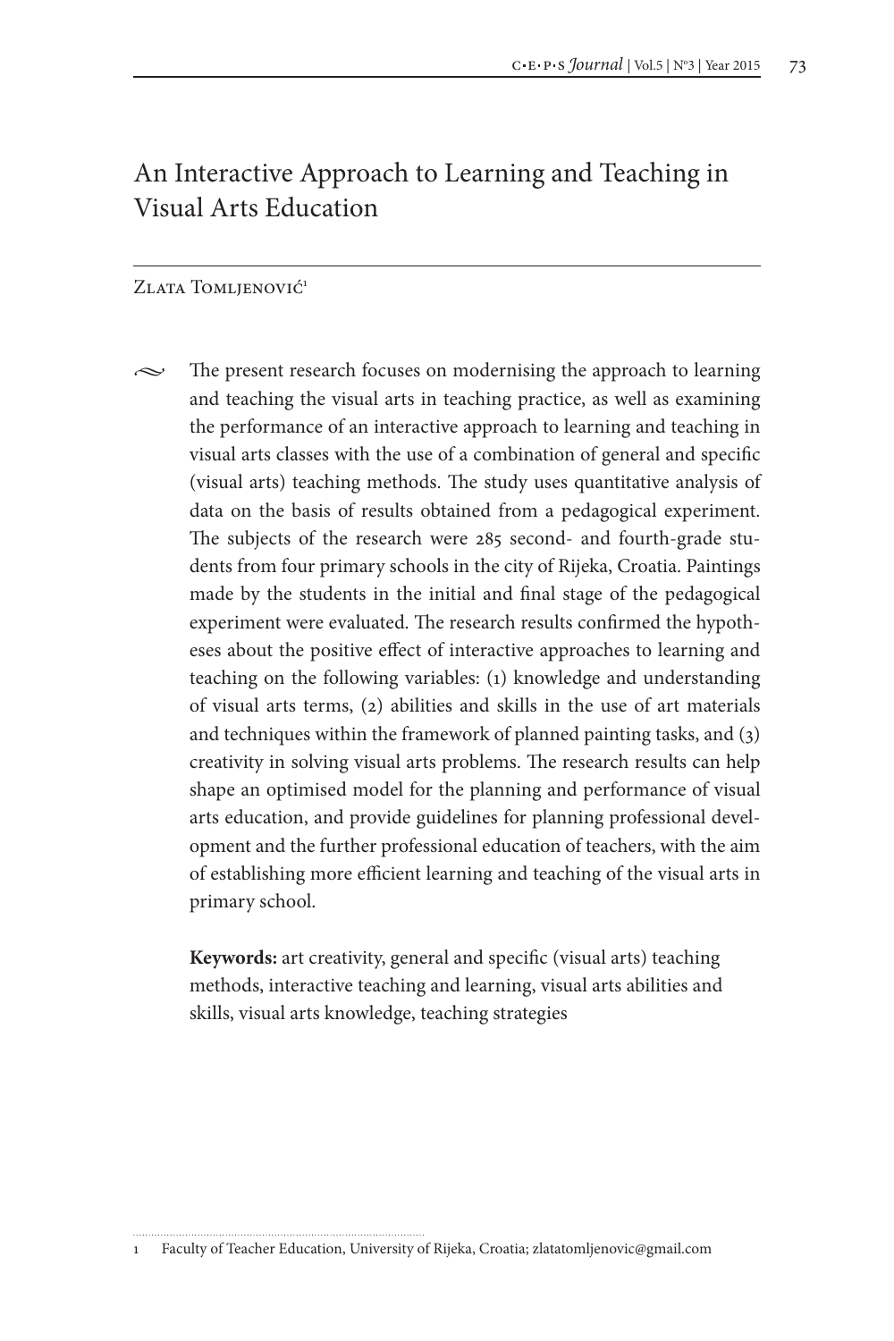# An Interactive Approach to Learning and Teaching in Visual Arts Education

Zlata Tomljenović[1]

The present research focuses on modernising the approach to learning and teaching the visual arts in teaching practice, as well as examining the performance of an interactive approach to learning and teaching in visual arts classes with the use of a combination of general and specific (visual arts) teaching methods. The study uses quantitative analysis of data on the basis of results obtained from a pedagogical experiment. The subjects of the research were 285 second- and fourth-grade students from four primary schools in the city of Rijeka, Croatia. Paintings made by the students in the initial and final stage of the pedagogical experiment were evaluated. The research results confirmed the hypotheses about the positive effect of interactive approaches to learning and teaching on the following variables: (1) knowledge and understanding of visual arts terms, (2) abilities and skills in the use of art materials and techniques within the framework of planned painting tasks, and (3) creativity in solving visual arts problems. The research results can help shape an optimised model for the planning and performance of visual arts education, and provide guidelines for planning professional development and the further professional education of teachers, with the aim of establishing more efficient learning and teaching of the visual arts in primary school.

**Keywords:** art creativity, general and specific (visual arts) teaching methods, interactive teaching and learning, visual arts abilities and skills, visual arts knowledge, teaching strategies

[1] Faculty of Teacher Education, University of Rijeka, Croatia; zlatatomljenovic@gmail.com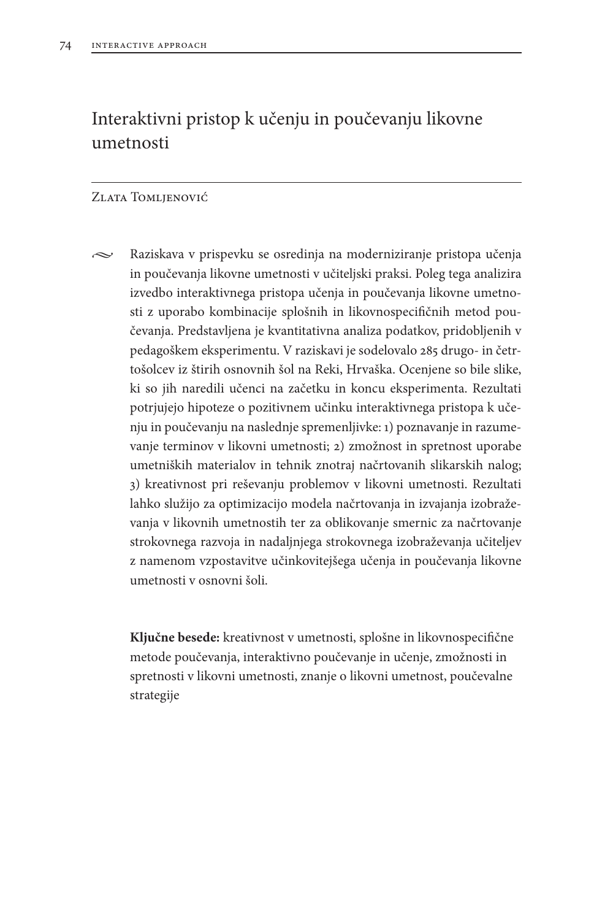# Interaktivni pristop k učenju in poučevanju likovne umetnosti

Zlata Tomljenović

Raziskava v prispevku se osredinja na moderniziranje pristopa učenja in poučevanja likovne umetnosti v učiteljski praksi. Poleg tega analizira izvedbo interaktivnega pristopa učenja in poučevanja likovne umetnosti z uporabo kombinacije splošnih in likovnospecifičnih metod poučevanja. Predstavljena je kvantitativna analiza podatkov, pridobljenih v pedagoškem eksperimentu. V raziskavi je sodelovalo 285 drugo- in četrtošolcev iz štirih osnovnih šol na Reki, Hrvaška. Ocenjene so bile slike, ki so jih naredili učenci na začetku in koncu eksperimenta. Rezultati potrjujejo hipoteze o pozitivnem učinku interaktivnega pristopa k učenju in poučevanju na naslednje spremenljivke: 1) poznavanje in razumevanje terminov v likovni umetnosti; 2) zmožnost in spretnost uporabe umetniških materialov in tehnik znotraj načrtovanih slikarskih nalog; 3) kreativnost pri reševanju problemov v likovni umetnosti. Rezultati lahko služijo za optimizacijo modela načrtovanja in izvajanja izobraževanja v likovnih umetnostih ter za oblikovanje smernic za načrtovanje strokovnega razvoja in nadaljnjega strokovnega izobraževanja učiteljev z namenom vzpostavitve učinkovitejšega učenja in poučevanja likovne umetnosti v osnovni šoli.

**Ključne besede:** kreativnost v umetnosti, splošne in likovnospecifične metode poučevanja, interaktivno poučevanje in učenje, zmožnosti in spretnosti v likovni umetnosti, znanje o likovni umetnost, poučevalne strategije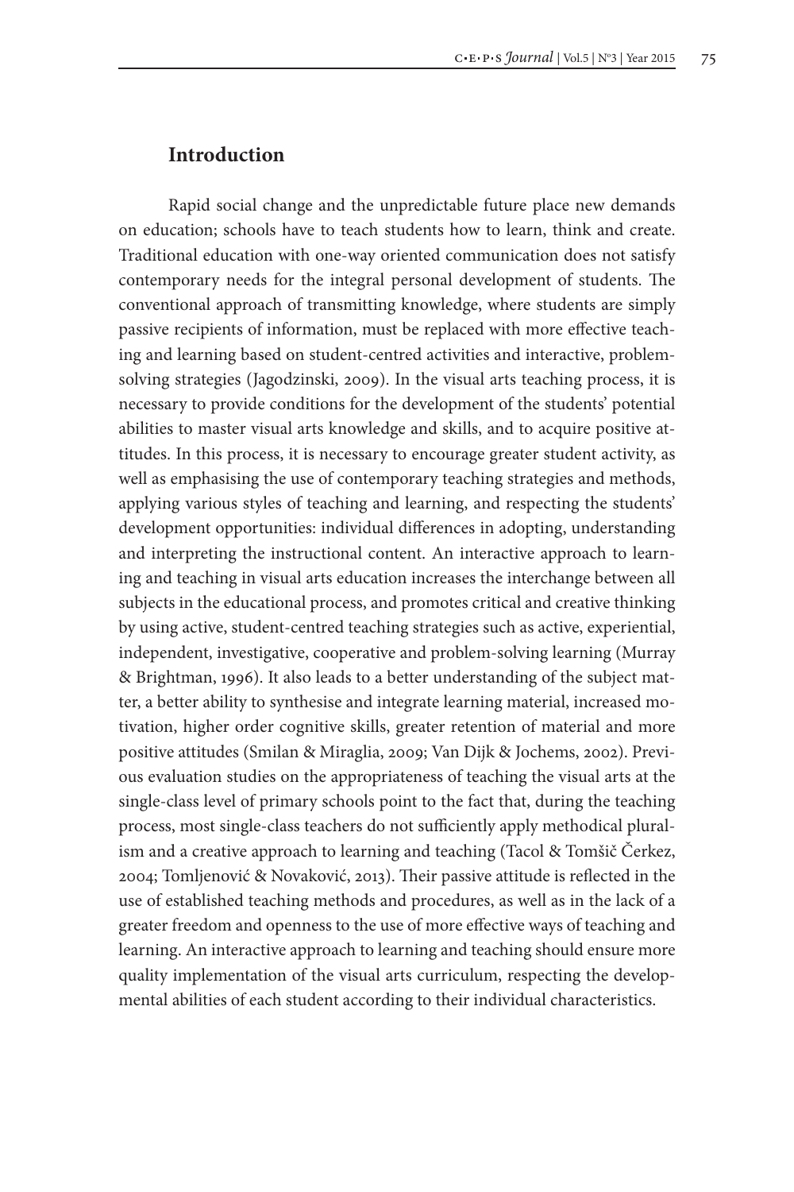## Introduction

Rapid social change and the unpredictable future place new demands on education; schools have to teach students how to learn, think and create. Traditional education with one-way oriented communication does not satisfy contemporary needs for the integral personal development of students. The conventional approach of transmitting knowledge, where students are simply passive recipients of information, must be replaced with more effective teaching and learning based on student-centred activities and interactive, problem-solving strategies (Jagodzinski, 2009). In the visual arts teaching process, it is necessary to provide conditions for the development of the students' potential abilities to master visual arts knowledge and skills, and to acquire positive attitudes. In this process, it is necessary to encourage greater student activity, as well as emphasising the use of contemporary teaching strategies and methods, applying various styles of teaching and learning, and respecting the students' development opportunities: individual differences in adopting, understanding and interpreting the instructional content. An interactive approach to learning and teaching in visual arts education increases the interchange between all subjects in the educational process, and promotes critical and creative thinking by using active, student-centred teaching strategies such as active, experiential, independent, investigative, cooperative and problem-solving learning (Murray & Brightman, 1996). It also leads to a better understanding of the subject matter, a better ability to synthesise and integrate learning material, increased motivation, higher order cognitive skills, greater retention of material and more positive attitudes (Smilan & Miraglia, 2009; Van Dijk & Jochems, 2002). Previous evaluation studies on the appropriateness of teaching the visual arts at the single-class level of primary schools point to the fact that, during the teaching process, most single-class teachers do not sufficiently apply methodical pluralism and a creative approach to learning and teaching (Tacol & Tomšič Čerkez, 2004; Tomljenović & Novaković, 2013). Their passive attitude is reflected in the use of established teaching methods and procedures, as well as in the lack of a greater freedom and openness to the use of more effective ways of teaching and learning. An interactive approach to learning and teaching should ensure more quality implementation of the visual arts curriculum, respecting the developmental abilities of each student according to their individual characteristics.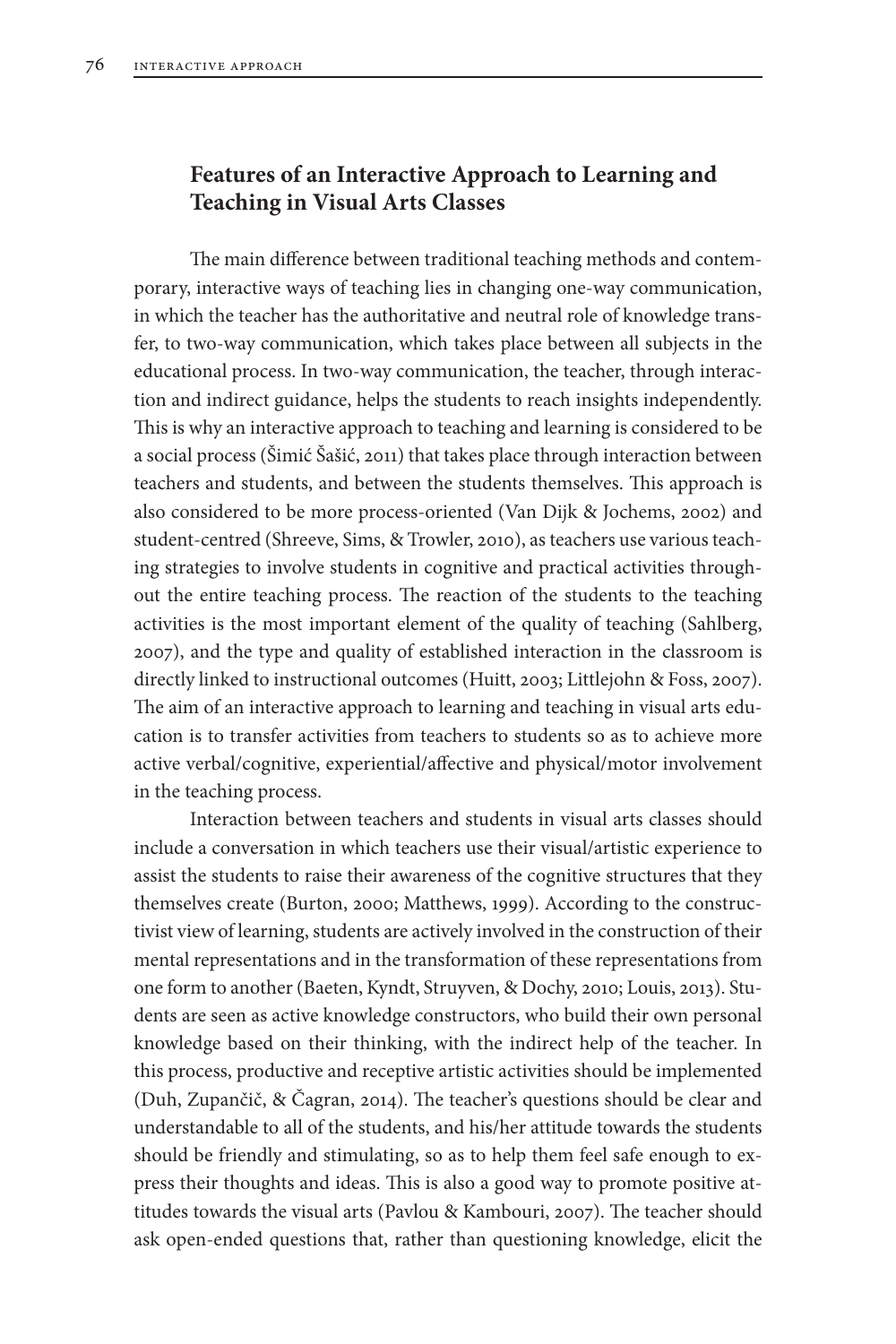## Features of an Interactive Approach to Learning and Teaching in Visual Arts Classes

The main difference between traditional teaching methods and contemporary, interactive ways of teaching lies in changing one-way communication, in which the teacher has the authoritative and neutral role of knowledge transfer, to two-way communication, which takes place between all subjects in the educational process. In two-way communication, the teacher, through interaction and indirect guidance, helps the students to reach insights independently. This is why an interactive approach to teaching and learning is considered to be a social process (Šimić Šašić, 2011) that takes place through interaction between teachers and students, and between the students themselves. This approach is also considered to be more process-oriented (Van Dijk & Jochems, 2002) and student-centred (Shreeve, Sims, & Trowler, 2010), as teachers use various teaching strategies to involve students in cognitive and practical activities throughout the entire teaching process. The reaction of the students to the teaching activities is the most important element of the quality of teaching (Sahlberg, 2007), and the type and quality of established interaction in the classroom is directly linked to instructional outcomes (Huitt, 2003; Littlejohn & Foss, 2007). The aim of an interactive approach to learning and teaching in visual arts education is to transfer activities from teachers to students so as to achieve more active verbal/cognitive, experiential/affective and physical/motor involvement in the teaching process.

Interaction between teachers and students in visual arts classes should include a conversation in which teachers use their visual/artistic experience to assist the students to raise their awareness of the cognitive structures that they themselves create (Burton, 2000; Matthews, 1999). According to the constructivist view of learning, students are actively involved in the construction of their mental representations and in the transformation of these representations from one form to another (Baeten, Kyndt, Struyven, & Dochy, 2010; Louis, 2013). Students are seen as active knowledge constructors, who build their own personal knowledge based on their thinking, with the indirect help of the teacher. In this process, productive and receptive artistic activities should be implemented (Duh, Zupančič, & Čagran, 2014). The teacher's questions should be clear and understandable to all of the students, and his/her attitude towards the students should be friendly and stimulating, so as to help them feel safe enough to express their thoughts and ideas. This is also a good way to promote positive attitudes towards the visual arts (Pavlou & Kambouri, 2007). The teacher should ask open-ended questions that, rather than questioning knowledge, elicit the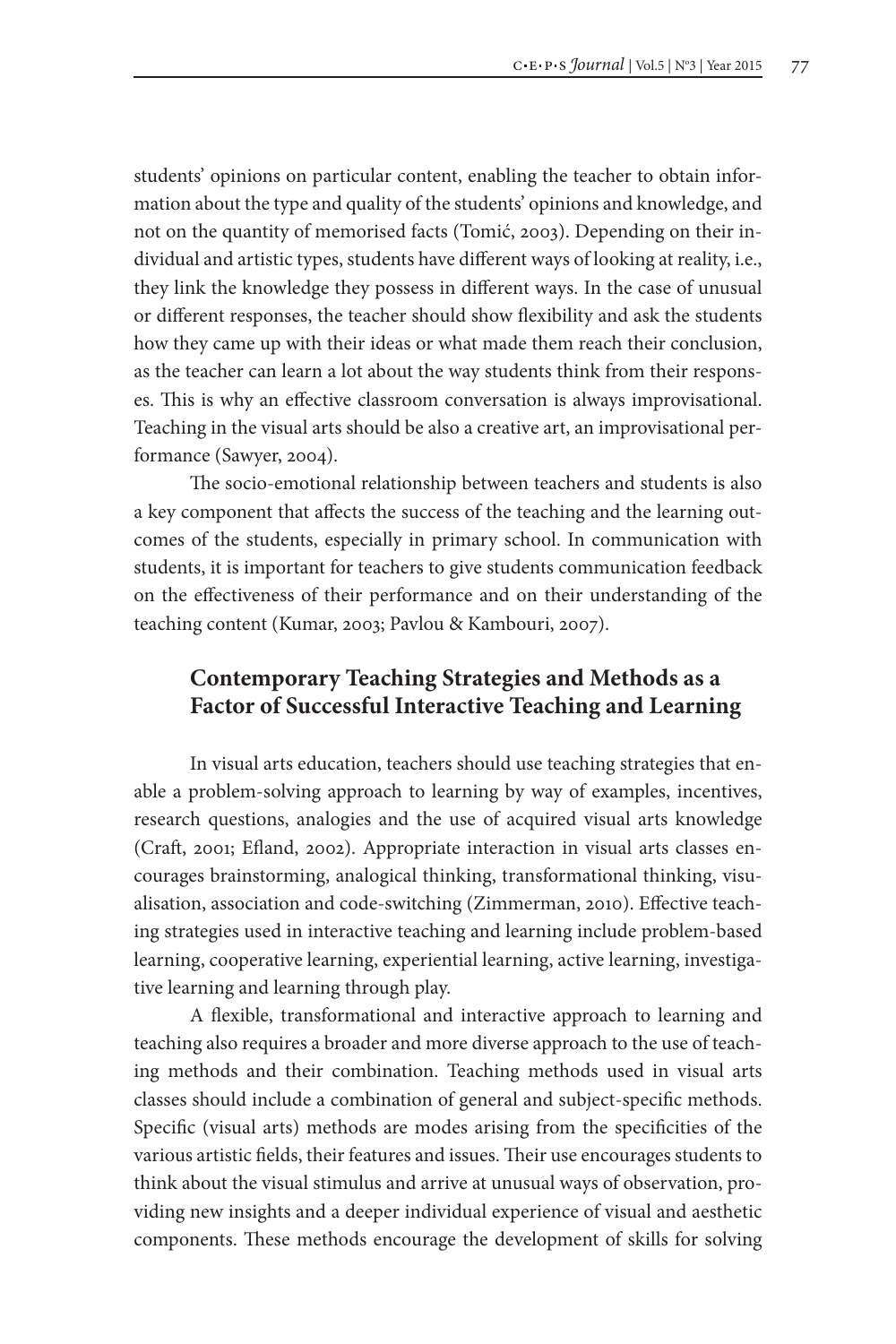students' opinions on particular content, enabling the teacher to obtain information about the type and quality of the students' opinions and knowledge, and not on the quantity of memorised facts (Tomić, 2003). Depending on their individual and artistic types, students have different ways of looking at reality, i.e., they link the knowledge they possess in different ways. In the case of unusual or different responses, the teacher should show flexibility and ask the students how they came up with their ideas or what made them reach their conclusion, as the teacher can learn a lot about the way students think from their responses. This is why an effective classroom conversation is always improvisational. Teaching in the visual arts should be also a creative art, an improvisational performance (Sawyer, 2004).

The socio-emotional relationship between teachers and students is also a key component that affects the success of the teaching and the learning outcomes of the students, especially in primary school. In communication with students, it is important for teachers to give students communication feedback on the effectiveness of their performance and on their understanding of the teaching content (Kumar, 2003; Pavlou & Kambouri, 2007).

## Contemporary Teaching Strategies and Methods as a Factor of Successful Interactive Teaching and Learning

In visual arts education, teachers should use teaching strategies that enable a problem-solving approach to learning by way of examples, incentives, research questions, analogies and the use of acquired visual arts knowledge (Craft, 2001; Efland, 2002). Appropriate interaction in visual arts classes encourages brainstorming, analogical thinking, transformational thinking, visualisation, association and code-switching (Zimmerman, 2010). Effective teaching strategies used in interactive teaching and learning include problem-based learning, cooperative learning, experiential learning, active learning, investigative learning and learning through play.

A flexible, transformational and interactive approach to learning and teaching also requires a broader and more diverse approach to the use of teaching methods and their combination. Teaching methods used in visual arts classes should include a combination of general and subject-specific methods. Specific (visual arts) methods are modes arising from the specificities of the various artistic fields, their features and issues. Their use encourages students to think about the visual stimulus and arrive at unusual ways of observation, providing new insights and a deeper individual experience of visual and aesthetic components. These methods encourage the development of skills for solving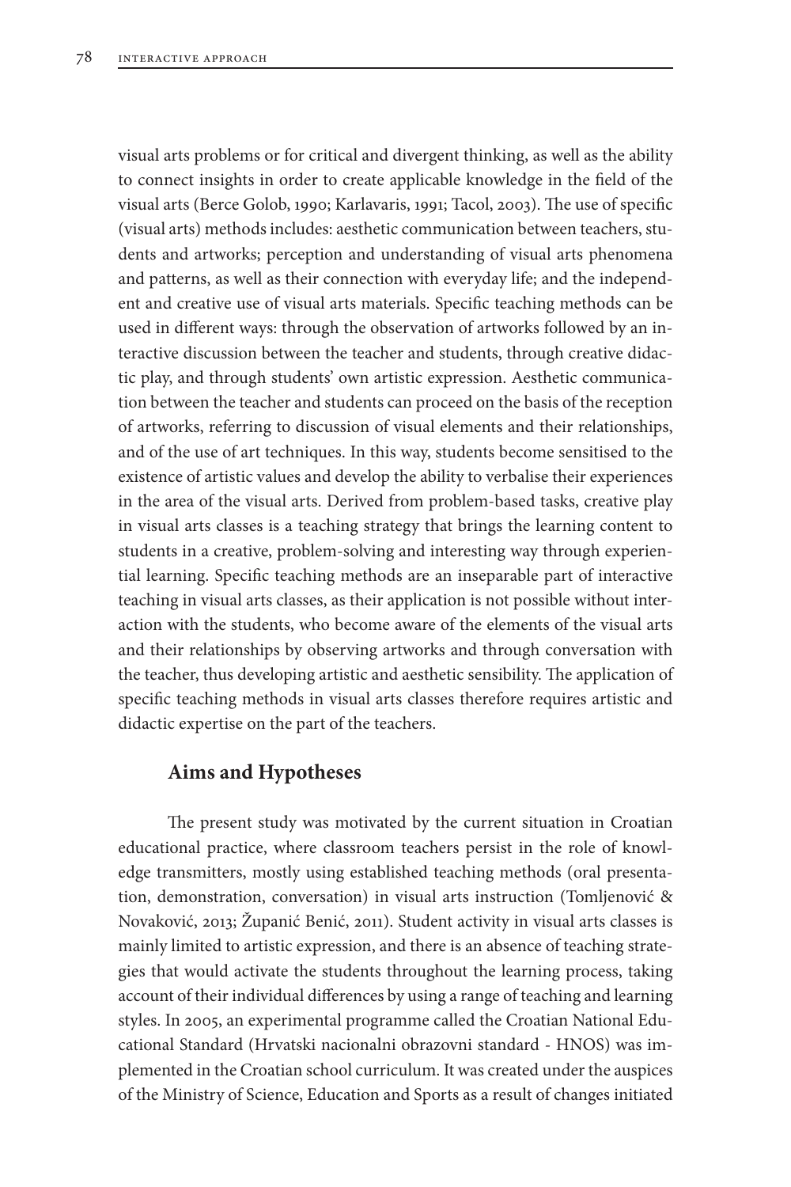visual arts problems or for critical and divergent thinking, as well as the ability to connect insights in order to create applicable knowledge in the field of the visual arts (Berce Golob, 1990; Karlavaris, 1991; Tacol, 2003). The use of specific (visual arts) methods includes: aesthetic communication between teachers, students and artworks; perception and understanding of visual arts phenomena and patterns, as well as their connection with everyday life; and the independent and creative use of visual arts materials. Specific teaching methods can be used in different ways: through the observation of artworks followed by an interactive discussion between the teacher and students, through creative didactic play, and through students' own artistic expression. Aesthetic communication between the teacher and students can proceed on the basis of the reception of artworks, referring to discussion of visual elements and their relationships, and of the use of art techniques. In this way, students become sensitised to the existence of artistic values and develop the ability to verbalise their experiences in the area of the visual arts. Derived from problem-based tasks, creative play in visual arts classes is a teaching strategy that brings the learning content to students in a creative, problem-solving and interesting way through experiential learning. Specific teaching methods are an inseparable part of interactive teaching in visual arts classes, as their application is not possible without interaction with the students, who become aware of the elements of the visual arts and their relationships by observing artworks and through conversation with the teacher, thus developing artistic and aesthetic sensibility. The application of specific teaching methods in visual arts classes therefore requires artistic and didactic expertise on the part of the teachers.

## Aims and Hypotheses

The present study was motivated by the current situation in Croatian educational practice, where classroom teachers persist in the role of knowledge transmitters, mostly using established teaching methods (oral presentation, demonstration, conversation) in visual arts instruction (Tomljenović & Novaković, 2013; Županić Benić, 2011). Student activity in visual arts classes is mainly limited to artistic expression, and there is an absence of teaching strategies that would activate the students throughout the learning process, taking account of their individual differences by using a range of teaching and learning styles. In 2005, an experimental programme called the Croatian National Educational Standard (Hrvatski nacionalni obrazovni standard - HNOS) was implemented in the Croatian school curriculum. It was created under the auspices of the Ministry of Science, Education and Sports as a result of changes initiated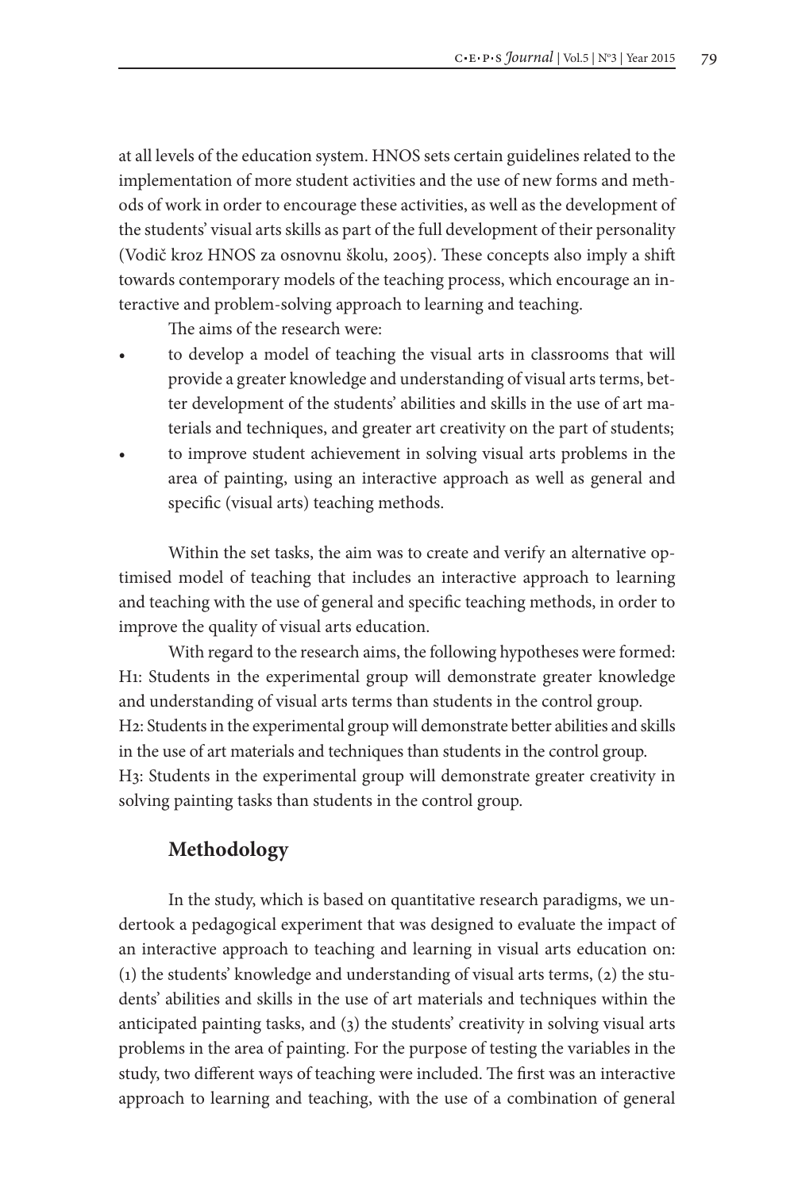at all levels of the education system. HNOS sets certain guidelines related to the implementation of more student activities and the use of new forms and methods of work in order to encourage these activities, as well as the development of the students' visual arts skills as part of the full development of their personality (Vodič kroz HNOS za osnovnu školu, 2005). These concepts also imply a shift towards contemporary models of the teaching process, which encourage an interactive and problem-solving approach to learning and teaching.

The aims of the research were:

- to develop a model of teaching the visual arts in classrooms that will provide a greater knowledge and understanding of visual arts terms, better development of the students' abilities and skills in the use of art materials and techniques, and greater art creativity on the part of students;
- to improve student achievement in solving visual arts problems in the area of painting, using an interactive approach as well as general and specific (visual arts) teaching methods.

Within the set tasks, the aim was to create and verify an alternative optimised model of teaching that includes an interactive approach to learning and teaching with the use of general and specific teaching methods, in order to improve the quality of visual arts education.

With regard to the research aims, the following hypotheses were formed:
H1: Students in the experimental group will demonstrate greater knowledge and understanding of visual arts terms than students in the control group.
H2: Students in the experimental group will demonstrate better abilities and skills in the use of art materials and techniques than students in the control group.
H3: Students in the experimental group will demonstrate greater creativity in solving painting tasks than students in the control group.

## Methodology

In the study, which is based on quantitative research paradigms, we undertook a pedagogical experiment that was designed to evaluate the impact of an interactive approach to teaching and learning in visual arts education on: (1) the students' knowledge and understanding of visual arts terms, (2) the students' abilities and skills in the use of art materials and techniques within the anticipated painting tasks, and (3) the students' creativity in solving visual arts problems in the area of painting. For the purpose of testing the variables in the study, two different ways of teaching were included. The first was an interactive approach to learning and teaching, with the use of a combination of general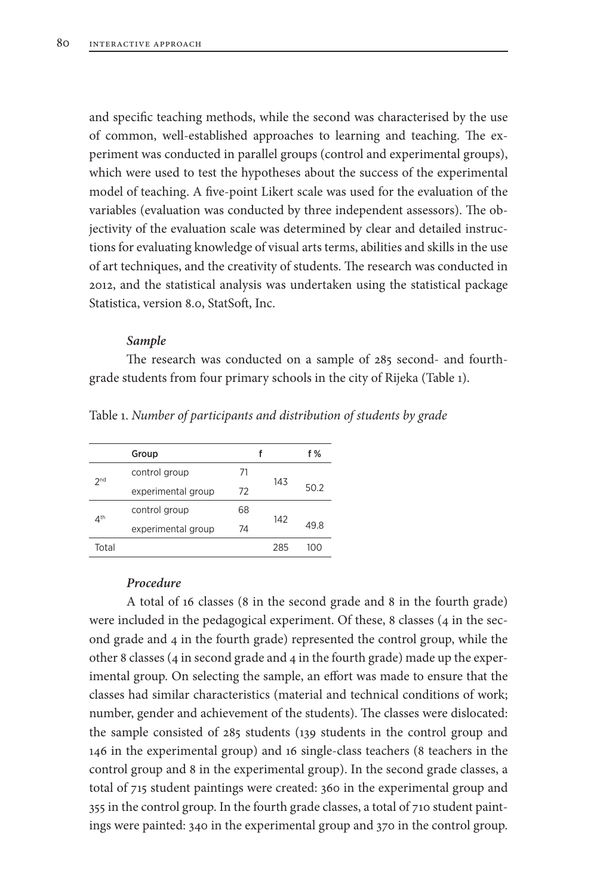and specific teaching methods, while the second was characterised by the use of common, well-established approaches to learning and teaching. The experiment was conducted in parallel groups (control and experimental groups), which were used to test the hypotheses about the success of the experimental model of teaching. A five-point Likert scale was used for the evaluation of the variables (evaluation was conducted by three independent assessors). The objectivity of the evaluation scale was determined by clear and detailed instructions for evaluating knowledge of visual arts terms, abilities and skills in the use of art techniques, and the creativity of students. The research was conducted in 2012, and the statistical analysis was undertaken using the statistical package Statistica, version 8.0, StatSoft, Inc.

### *Sample*

The research was conducted on a sample of 285 second- and fourth-grade students from four primary schools in the city of Rijeka (Table 1).

Table 1. *Number of participants and distribution of students by grade*

| | Group | f | | f % |
|---|---|---|---|---|
| 2nd | control group | 71 | 143 | 50.2 |
| | experimental group | 72 | | |
| 4th | control group | 68 | 142 | 49.8 |
| | experimental group | 74 | | |
| Total | | | 285 | 100 |

### *Procedure*

A total of 16 classes (8 in the second grade and 8 in the fourth grade) were included in the pedagogical experiment. Of these, 8 classes (4 in the second grade and 4 in the fourth grade) represented the control group, while the other 8 classes (4 in second grade and 4 in the fourth grade) made up the experimental group. On selecting the sample, an effort was made to ensure that the classes had similar characteristics (material and technical conditions of work; number, gender and achievement of the students). The classes were dislocated: the sample consisted of 285 students (139 students in the control group and 146 in the experimental group) and 16 single-class teachers (8 teachers in the control group and 8 in the experimental group). In the second grade classes, a total of 715 student paintings were created: 360 in the experimental group and 355 in the control group. In the fourth grade classes, a total of 710 student paintings were painted: 340 in the experimental group and 370 in the control group.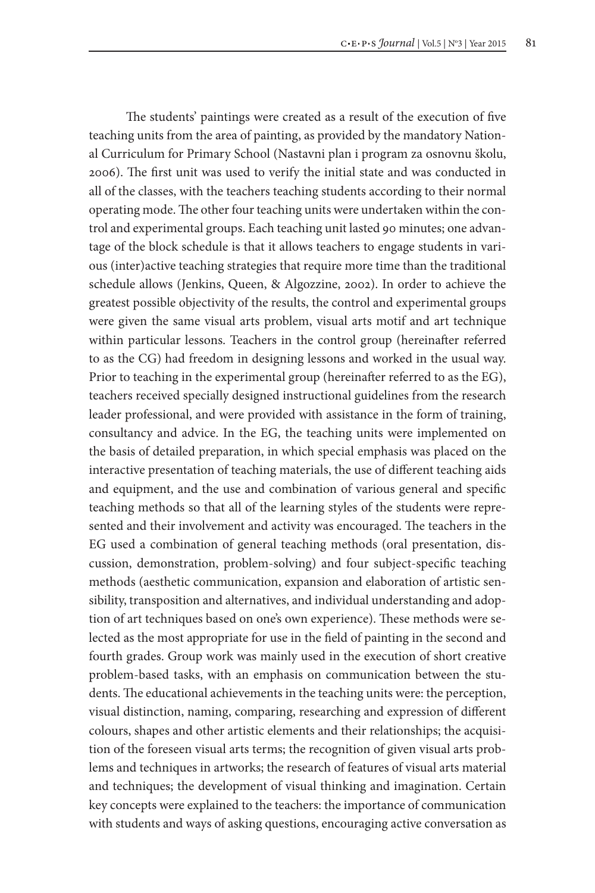The students' paintings were created as a result of the execution of five teaching units from the area of painting, as provided by the mandatory National Curriculum for Primary School (Nastavni plan i program za osnovnu školu, 2006). The first unit was used to verify the initial state and was conducted in all of the classes, with the teachers teaching students according to their normal operating mode. The other four teaching units were undertaken within the control and experimental groups. Each teaching unit lasted 90 minutes; one advantage of the block schedule is that it allows teachers to engage students in various (inter)active teaching strategies that require more time than the traditional schedule allows (Jenkins, Queen, & Algozzine, 2002). In order to achieve the greatest possible objectivity of the results, the control and experimental groups were given the same visual arts problem, visual arts motif and art technique within particular lessons. Teachers in the control group (hereinafter referred to as the CG) had freedom in designing lessons and worked in the usual way. Prior to teaching in the experimental group (hereinafter referred to as the EG), teachers received specially designed instructional guidelines from the research leader professional, and were provided with assistance in the form of training, consultancy and advice. In the EG, the teaching units were implemented on the basis of detailed preparation, in which special emphasis was placed on the interactive presentation of teaching materials, the use of different teaching aids and equipment, and the use and combination of various general and specific teaching methods so that all of the learning styles of the students were represented and their involvement and activity was encouraged. The teachers in the EG used a combination of general teaching methods (oral presentation, discussion, demonstration, problem-solving) and four subject-specific teaching methods (aesthetic communication, expansion and elaboration of artistic sensibility, transposition and alternatives, and individual understanding and adoption of art techniques based on one's own experience). These methods were selected as the most appropriate for use in the field of painting in the second and fourth grades. Group work was mainly used in the execution of short creative problem-based tasks, with an emphasis on communication between the students. The educational achievements in the teaching units were: the perception, visual distinction, naming, comparing, researching and expression of different colours, shapes and other artistic elements and their relationships; the acquisition of the foreseen visual arts terms; the recognition of given visual arts problems and techniques in artworks; the research of features of visual arts material and techniques; the development of visual thinking and imagination. Certain key concepts were explained to the teachers: the importance of communication with students and ways of asking questions, encouraging active conversation as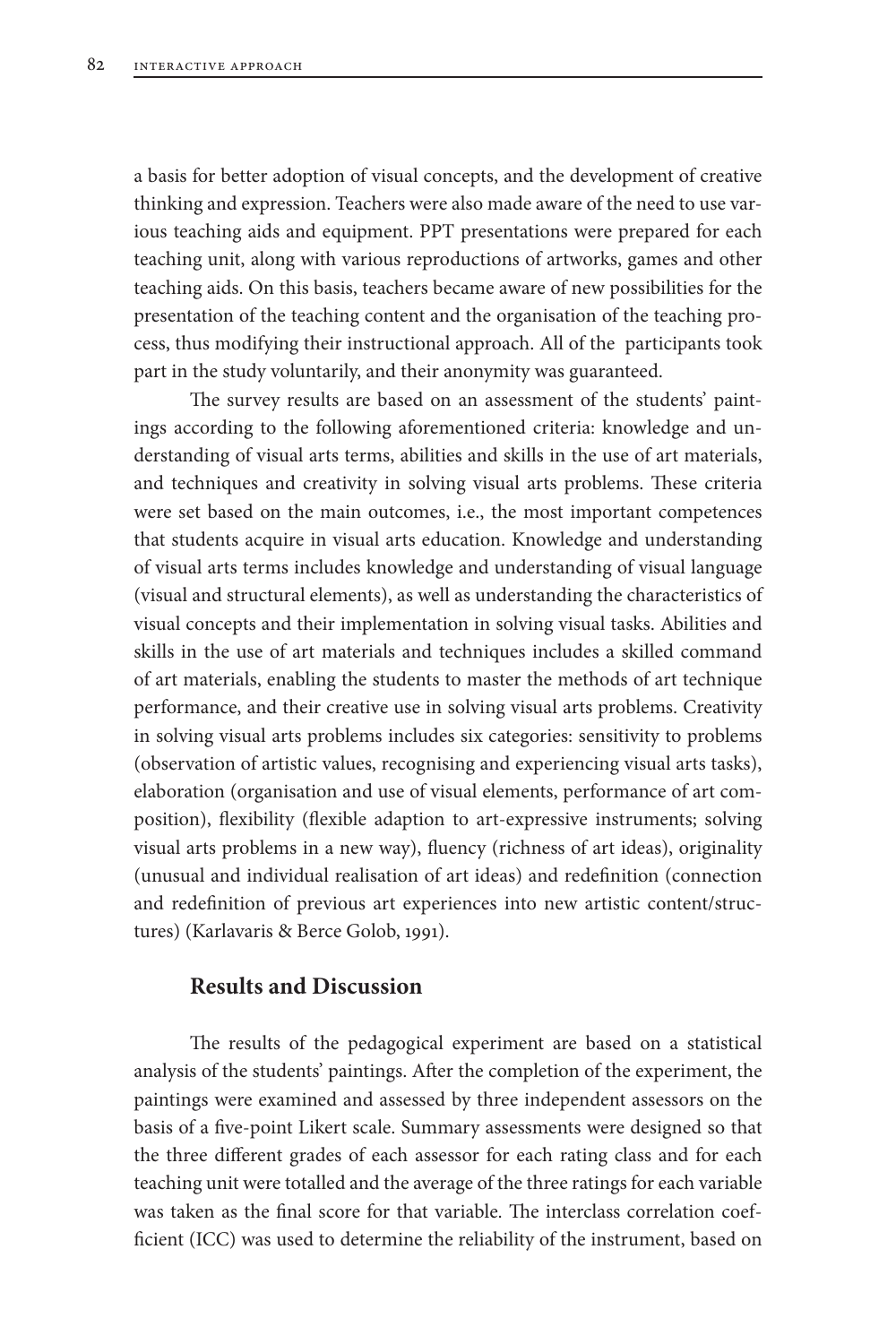a basis for better adoption of visual concepts, and the development of creative thinking and expression. Teachers were also made aware of the need to use various teaching aids and equipment. PPT presentations were prepared for each teaching unit, along with various reproductions of artworks, games and other teaching aids. On this basis, teachers became aware of new possibilities for the presentation of the teaching content and the organisation of the teaching process, thus modifying their instructional approach. All of the participants took part in the study voluntarily, and their anonymity was guaranteed.

The survey results are based on an assessment of the students' paintings according to the following aforementioned criteria: knowledge and understanding of visual arts terms, abilities and skills in the use of art materials, and techniques and creativity in solving visual arts problems. These criteria were set based on the main outcomes, i.e., the most important competences that students acquire in visual arts education. Knowledge and understanding of visual arts terms includes knowledge and understanding of visual language (visual and structural elements), as well as understanding the characteristics of visual concepts and their implementation in solving visual tasks. Abilities and skills in the use of art materials and techniques includes a skilled command of art materials, enabling the students to master the methods of art technique performance, and their creative use in solving visual arts problems. Creativity in solving visual arts problems includes six categories: sensitivity to problems (observation of artistic values, recognising and experiencing visual arts tasks), elaboration (organisation and use of visual elements, performance of art composition), flexibility (flexible adaption to art-expressive instruments; solving visual arts problems in a new way), fluency (richness of art ideas), originality (unusual and individual realisation of art ideas) and redefinition (connection and redefinition of previous art experiences into new artistic content/structures) (Karlavaris & Berce Golob, 1991).

## Results and Discussion

The results of the pedagogical experiment are based on a statistical analysis of the students' paintings. After the completion of the experiment, the paintings were examined and assessed by three independent assessors on the basis of a five-point Likert scale. Summary assessments were designed so that the three different grades of each assessor for each rating class and for each teaching unit were totalled and the average of the three ratings for each variable was taken as the final score for that variable. The interclass correlation coefficient (ICC) was used to determine the reliability of the instrument, based on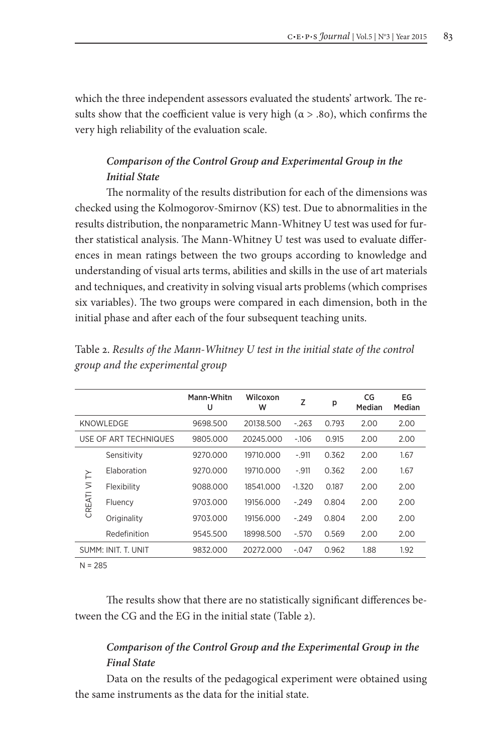which the three independent assessors evaluated the students' artwork. The results show that the coefficient value is very high ($\alpha > .80$), which confirms the very high reliability of the evaluation scale.

### *Comparison of the Control Group and Experimental Group in the Initial State*

The normality of the results distribution for each of the dimensions was checked using the Kolmogorov-Smirnov (KS) test. Due to abnormalities in the results distribution, the nonparametric Mann-Whitney U test was used for further statistical analysis. The Mann-Whitney U test was used to evaluate differences in mean ratings between the two groups according to knowledge and understanding of visual arts terms, abilities and skills in the use of art materials and techniques, and creativity in solving visual arts problems (which comprises six variables). The two groups were compared in each dimension, both in the initial phase and after each of the four subsequent teaching units.

Table 2. *Results of the Mann-Whitney U test in the initial state of the control group and the experimental group*

| | | Mann-Whitn U | Wilcoxon W | Z | p | CG Median | EG Median |
|---|---|---|---|---|---|---|---|
| KNOWLEDGE | | 9698.500 | 20138.500 | -.263 | 0.793 | 2.00 | 2.00 |
| USE OF ART TECHNIQUES | | 9805.000 | 20245.000 | -.106 | 0.915 | 2.00 | 2.00 |
| CREATIVITY | Sensitivity | 9270.000 | 19710.000 | -.911 | 0.362 | 2.00 | 1.67 |
| | Elaboration | 9270.000 | 19710.000 | -.911 | 0.362 | 2.00 | 1.67 |
| | Flexibility | 9088.000 | 18541.000 | -1.320 | 0.187 | 2.00 | 2.00 |
| | Fluency | 9703.000 | 19156.000 | -.249 | 0.804 | 2.00 | 2.00 |
| | Originality | 9703.000 | 19156.000 | -.249 | 0.804 | 2.00 | 2.00 |
| | Redefinition | 9545.500 | 18998.500 | -.570 | 0.569 | 2.00 | 2.00 |
| SUMM: INIT. T. UNIT | | 9832.000 | 20272.000 | -.047 | 0.962 | 1.88 | 1.92 |

N = 285

The results show that there are no statistically significant differences between the CG and the EG in the initial state (Table 2).

### *Comparison of the Control Group and the Experimental Group in the Final State*

Data on the results of the pedagogical experiment were obtained using the same instruments as the data for the initial state.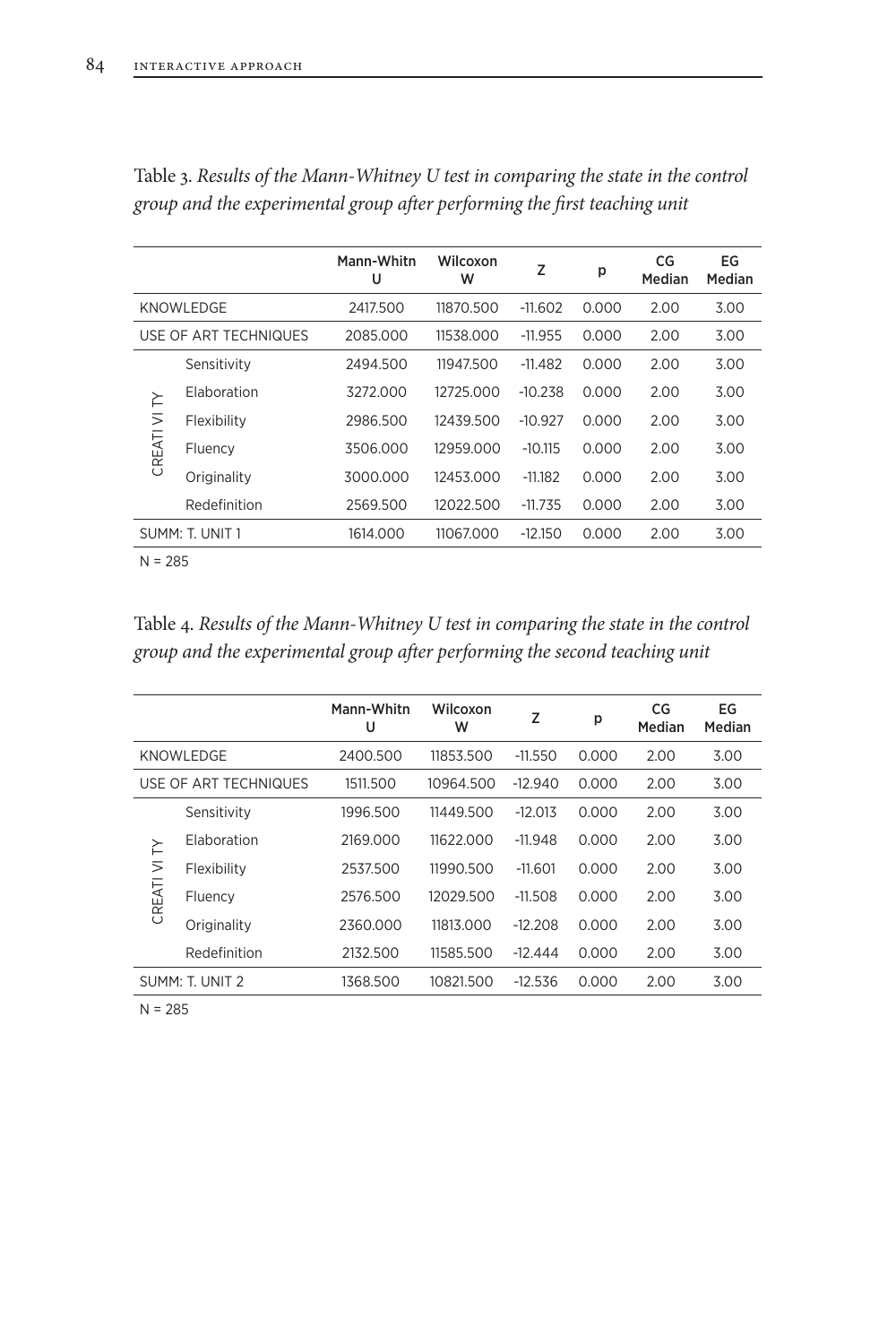Table 3. *Results of the Mann-Whitney U test in comparing the state in the control group and the experimental group after performing the first teaching unit*

| | | Mann-Whitn U | Wilcoxon W | Z | p | CG Median | EG Median |
|---|---|---|---|---|---|---|---|
| KNOWLEDGE | | 2417.500 | 11870.500 | -11.602 | 0.000 | 2.00 | 3.00 |
| USE OF ART TECHNIQUES | | 2085.000 | 11538.000 | -11.955 | 0.000 | 2.00 | 3.00 |
| CREATI VI TY | Sensitivity | 2494.500 | 11947.500 | -11.482 | 0.000 | 2.00 | 3.00 |
| | Elaboration | 3272.000 | 12725.000 | -10.238 | 0.000 | 2.00 | 3.00 |
| | Flexibility | 2986.500 | 12439.500 | -10.927 | 0.000 | 2.00 | 3.00 |
| | Fluency | 3506.000 | 12959.000 | -10.115 | 0.000 | 2.00 | 3.00 |
| | Originality | 3000.000 | 12453.000 | -11.182 | 0.000 | 2.00 | 3.00 |
| | Redefinition | 2569.500 | 12022.500 | -11.735 | 0.000 | 2.00 | 3.00 |
| SUMM: T. UNIT 1 | | 1614.000 | 11067.000 | -12.150 | 0.000 | 2.00 | 3.00 |

N = 285

Table 4. *Results of the Mann-Whitney U test in comparing the state in the control group and the experimental group after performing the second teaching unit*

| | | Mann-Whitn U | Wilcoxon W | Z | p | CG Median | EG Median |
|---|---|---|---|---|---|---|---|
| KNOWLEDGE | | 2400.500 | 11853.500 | -11.550 | 0.000 | 2.00 | 3.00 |
| USE OF ART TECHNIQUES | | 1511.500 | 10964.500 | -12.940 | 0.000 | 2.00 | 3.00 |
| CREATI VI TY | Sensitivity | 1996.500 | 11449.500 | -12.013 | 0.000 | 2.00 | 3.00 |
| | Elaboration | 2169.000 | 11622.000 | -11.948 | 0.000 | 2.00 | 3.00 |
| | Flexibility | 2537.500 | 11990.500 | -11.601 | 0.000 | 2.00 | 3.00 |
| | Fluency | 2576.500 | 12029.500 | -11.508 | 0.000 | 2.00 | 3.00 |
| | Originality | 2360.000 | 11813.000 | -12.208 | 0.000 | 2.00 | 3.00 |
| | Redefinition | 2132.500 | 11585.500 | -12.444 | 0.000 | 2.00 | 3.00 |
| SUMM: T. UNIT 2 | | 1368.500 | 10821.500 | -12.536 | 0.000 | 2.00 | 3.00 |

N = 285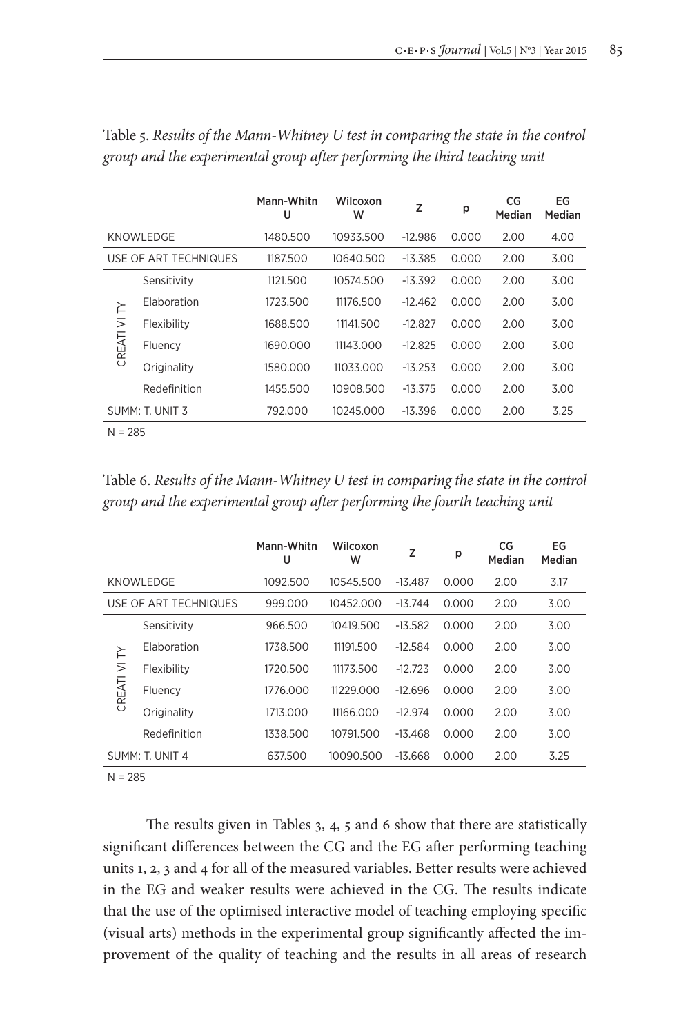Table 5. *Results of the Mann-Whitney U test in comparing the state in the control group and the experimental group after performing the third teaching unit*

| | | Mann-Whitn U | Wilcoxon W | Z | p | CG Median | EG Median |
|---|---|---|---|---|---|---|---|
| KNOWLEDGE | | 1480.500 | 10933.500 | -12.986 | 0.000 | 2.00 | 4.00 |
| USE OF ART TECHNIQUES | | 1187.500 | 10640.500 | -13.385 | 0.000 | 2.00 | 3.00 |
| CREATIVITY | Sensitivity | 1121.500 | 10574.500 | -13.392 | 0.000 | 2.00 | 3.00 |
| | Elaboration | 1723.500 | 11176.500 | -12.462 | 0.000 | 2.00 | 3.00 |
| | Flexibility | 1688.500 | 11141.500 | -12.827 | 0.000 | 2.00 | 3.00 |
| | Fluency | 1690.000 | 11143.000 | -12.825 | 0.000 | 2.00 | 3.00 |
| | Originality | 1580.000 | 11033.000 | -13.253 | 0.000 | 2.00 | 3.00 |
| | Redefinition | 1455.500 | 10908.500 | -13.375 | 0.000 | 2.00 | 3.00 |
| SUMM: T. UNIT 3 | | 792.000 | 10245.000 | -13.396 | 0.000 | 2.00 | 3.25 |

N = 285

Table 6. *Results of the Mann-Whitney U test in comparing the state in the control group and the experimental group after performing the fourth teaching unit*

| | | Mann-Whitn U | Wilcoxon W | Z | p | CG Median | EG Median |
|---|---|---|---|---|---|---|---|
| KNOWLEDGE | | 1092.500 | 10545.500 | -13.487 | 0.000 | 2.00 | 3.17 |
| USE OF ART TECHNIQUES | | 999.000 | 10452.000 | -13.744 | 0.000 | 2.00 | 3.00 |
| CREATIVITY | Sensitivity | 966.500 | 10419.500 | -13.582 | 0.000 | 2.00 | 3.00 |
| | Elaboration | 1738.500 | 11191.500 | -12.584 | 0.000 | 2.00 | 3.00 |
| | Flexibility | 1720.500 | 11173.500 | -12.723 | 0.000 | 2.00 | 3.00 |
| | Fluency | 1776.000 | 11229.000 | -12.696 | 0.000 | 2.00 | 3.00 |
| | Originality | 1713.000 | 11166.000 | -12.974 | 0.000 | 2.00 | 3.00 |
| | Redefinition | 1338.500 | 10791.500 | -13.468 | 0.000 | 2.00 | 3.00 |
| SUMM: T. UNIT 4 | | 637.500 | 10090.500 | -13.668 | 0.000 | 2.00 | 3.25 |

N = 285

The results given in Tables 3, 4, 5 and 6 show that there are statistically significant differences between the CG and the EG after performing teaching units 1, 2, 3 and 4 for all of the measured variables. Better results were achieved in the EG and weaker results were achieved in the CG. The results indicate that the use of the optimised interactive model of teaching employing specific (visual arts) methods in the experimental group significantly affected the improvement of the quality of teaching and the results in all areas of research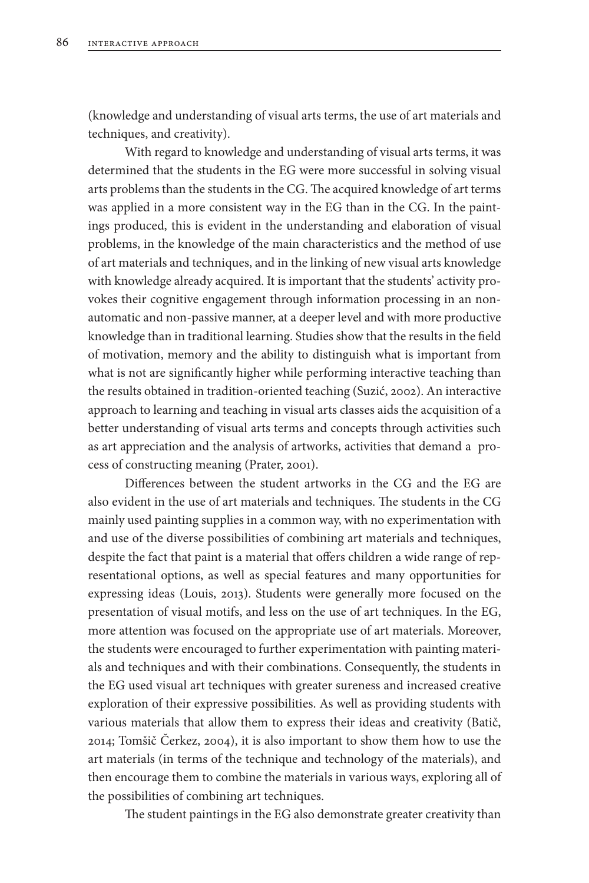(knowledge and understanding of visual arts terms, the use of art materials and techniques, and creativity).

With regard to knowledge and understanding of visual arts terms, it was determined that the students in the EG were more successful in solving visual arts problems than the students in the CG. The acquired knowledge of art terms was applied in a more consistent way in the EG than in the CG. In the paintings produced, this is evident in the understanding and elaboration of visual problems, in the knowledge of the main characteristics and the method of use of art materials and techniques, and in the linking of new visual arts knowledge with knowledge already acquired. It is important that the students' activity provokes their cognitive engagement through information processing in an non-automatic and non-passive manner, at a deeper level and with more productive knowledge than in traditional learning. Studies show that the results in the field of motivation, memory and the ability to distinguish what is important from what is not are significantly higher while performing interactive teaching than the results obtained in tradition-oriented teaching (Suzić, 2002). An interactive approach to learning and teaching in visual arts classes aids the acquisition of a better understanding of visual arts terms and concepts through activities such as art appreciation and the analysis of artworks, activities that demand a process of constructing meaning (Prater, 2001).

Differences between the student artworks in the CG and the EG are also evident in the use of art materials and techniques. The students in the CG mainly used painting supplies in a common way, with no experimentation with and use of the diverse possibilities of combining art materials and techniques, despite the fact that paint is a material that offers children a wide range of representational options, as well as special features and many opportunities for expressing ideas (Louis, 2013). Students were generally more focused on the presentation of visual motifs, and less on the use of art techniques. In the EG, more attention was focused on the appropriate use of art materials. Moreover, the students were encouraged to further experimentation with painting materials and techniques and with their combinations. Consequently, the students in the EG used visual art techniques with greater sureness and increased creative exploration of their expressive possibilities. As well as providing students with various materials that allow them to express their ideas and creativity (Batič, 2014; Tomšič Čerkez, 2004), it is also important to show them how to use the art materials (in terms of the technique and technology of the materials), and then encourage them to combine the materials in various ways, exploring all of the possibilities of combining art techniques.

The student paintings in the EG also demonstrate greater creativity than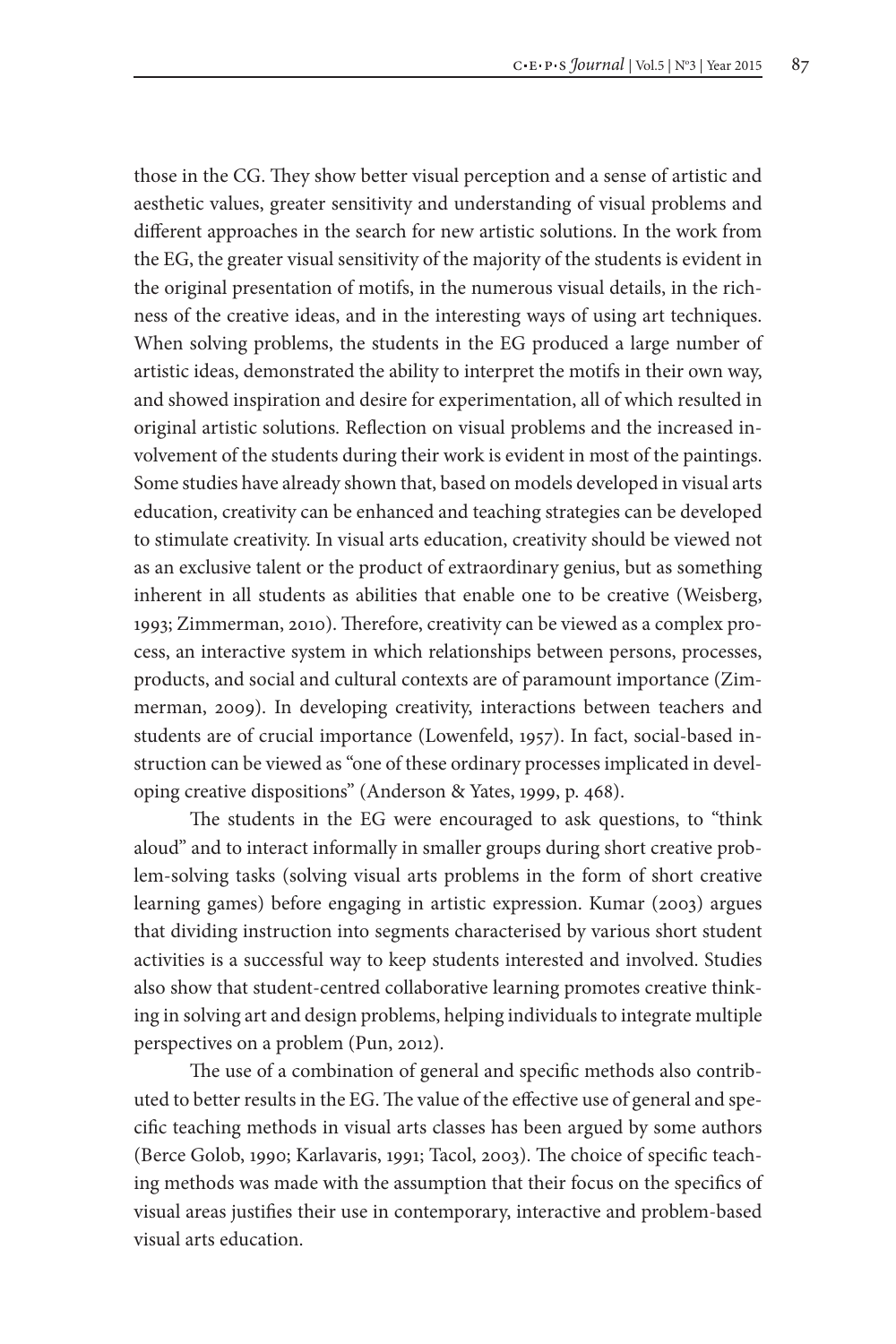those in the CG. They show better visual perception and a sense of artistic and aesthetic values, greater sensitivity and understanding of visual problems and different approaches in the search for new artistic solutions. In the work from the EG, the greater visual sensitivity of the majority of the students is evident in the original presentation of motifs, in the numerous visual details, in the richness of the creative ideas, and in the interesting ways of using art techniques. When solving problems, the students in the EG produced a large number of artistic ideas, demonstrated the ability to interpret the motifs in their own way, and showed inspiration and desire for experimentation, all of which resulted in original artistic solutions. Reflection on visual problems and the increased involvement of the students during their work is evident in most of the paintings. Some studies have already shown that, based on models developed in visual arts education, creativity can be enhanced and teaching strategies can be developed to stimulate creativity. In visual arts education, creativity should be viewed not as an exclusive talent or the product of extraordinary genius, but as something inherent in all students as abilities that enable one to be creative (Weisberg, 1993; Zimmerman, 2010). Therefore, creativity can be viewed as a complex process, an interactive system in which relationships between persons, processes, products, and social and cultural contexts are of paramount importance (Zimmerman, 2009). In developing creativity, interactions between teachers and students are of crucial importance (Lowenfeld, 1957). In fact, social-based instruction can be viewed as "one of these ordinary processes implicated in developing creative dispositions" (Anderson & Yates, 1999, p. 468).

The students in the EG were encouraged to ask questions, to "think aloud" and to interact informally in smaller groups during short creative problem-solving tasks (solving visual arts problems in the form of short creative learning games) before engaging in artistic expression. Kumar (2003) argues that dividing instruction into segments characterised by various short student activities is a successful way to keep students interested and involved. Studies also show that student-centred collaborative learning promotes creative thinking in solving art and design problems, helping individuals to integrate multiple perspectives on a problem (Pun, 2012).

The use of a combination of general and specific methods also contributed to better results in the EG. The value of the effective use of general and specific teaching methods in visual arts classes has been argued by some authors (Berce Golob, 1990; Karlavaris, 1991; Tacol, 2003). The choice of specific teaching methods was made with the assumption that their focus on the specifics of visual areas justifies their use in contemporary, interactive and problem-based visual arts education.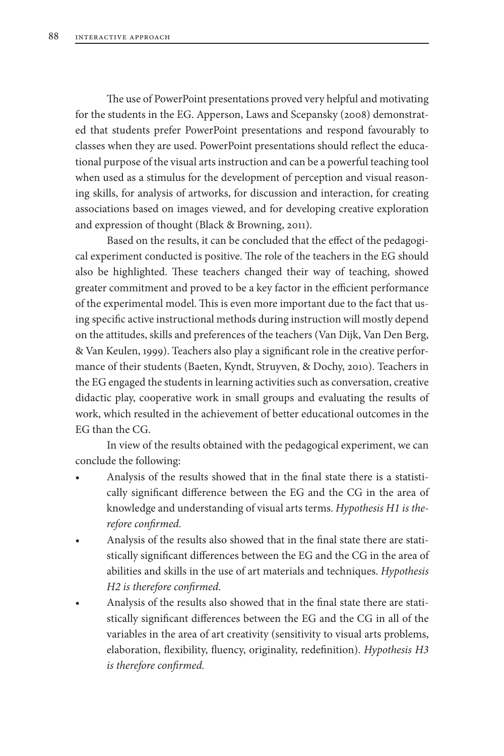The use of PowerPoint presentations proved very helpful and motivating for the students in the EG. Apperson, Laws and Scepansky (2008) demonstrated that students prefer PowerPoint presentations and respond favourably to classes when they are used. PowerPoint presentations should reflect the educational purpose of the visual arts instruction and can be a powerful teaching tool when used as a stimulus for the development of perception and visual reasoning skills, for analysis of artworks, for discussion and interaction, for creating associations based on images viewed, and for developing creative exploration and expression of thought (Black & Browning, 2011).

Based on the results, it can be concluded that the effect of the pedagogical experiment conducted is positive. The role of the teachers in the EG should also be highlighted. These teachers changed their way of teaching, showed greater commitment and proved to be a key factor in the efficient performance of the experimental model. This is even more important due to the fact that using specific active instructional methods during instruction will mostly depend on the attitudes, skills and preferences of the teachers (Van Dijk, Van Den Berg, & Van Keulen, 1999). Teachers also play a significant role in the creative performance of their students (Baeten, Kyndt, Struyven, & Dochy, 2010). Teachers in the EG engaged the students in learning activities such as conversation, creative didactic play, cooperative work in small groups and evaluating the results of work, which resulted in the achievement of better educational outcomes in the EG than the CG.

In view of the results obtained with the pedagogical experiment, we can conclude the following:

- Analysis of the results showed that in the final state there is a statistically significant difference between the EG and the CG in the area of knowledge and understanding of visual arts terms. *Hypothesis H1 is therefore confirmed.*
- Analysis of the results also showed that in the final state there are statistically significant differences between the EG and the CG in the area of abilities and skills in the use of art materials and techniques. *Hypothesis H2 is therefore confirmed.*
- Analysis of the results also showed that in the final state there are statistically significant differences between the EG and the CG in all of the variables in the area of art creativity (sensitivity to visual arts problems, elaboration, flexibility, fluency, originality, redefinition). *Hypothesis H3 is therefore confirmed.*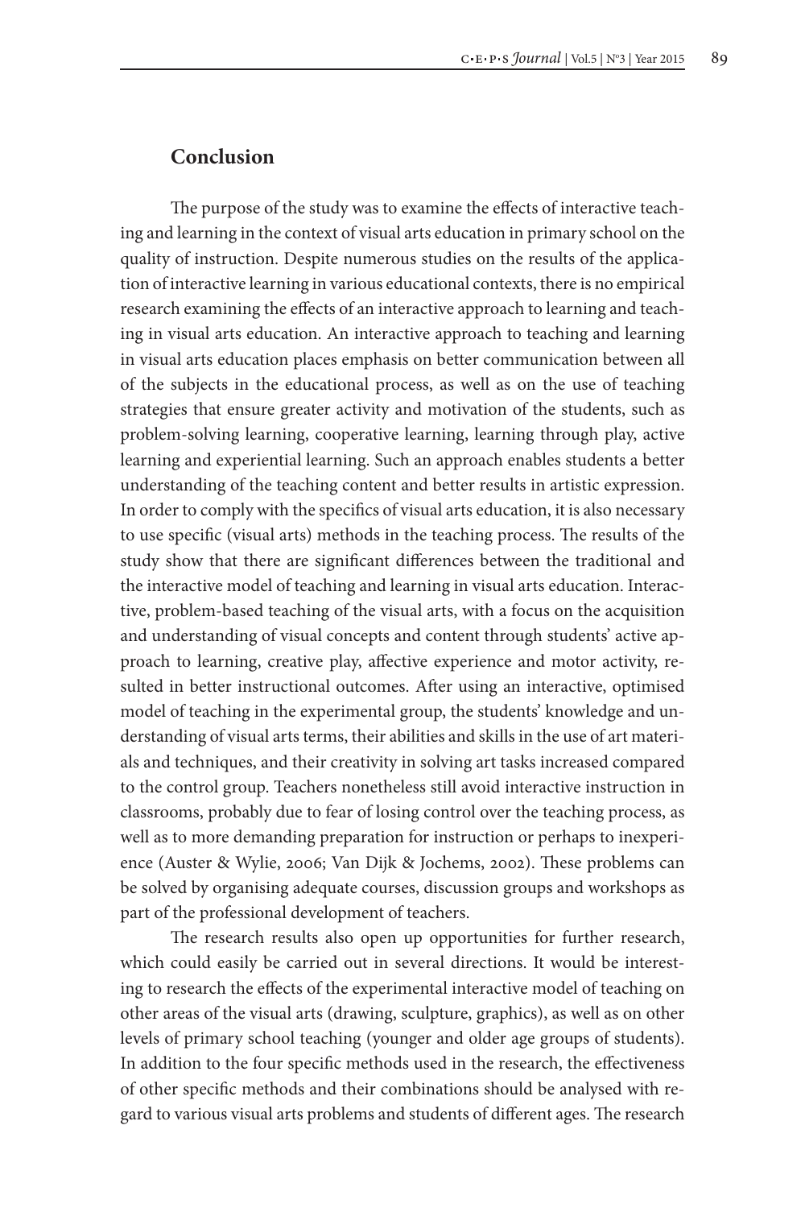## Conclusion

The purpose of the study was to examine the effects of interactive teaching and learning in the context of visual arts education in primary school on the quality of instruction. Despite numerous studies on the results of the application of interactive learning in various educational contexts, there is no empirical research examining the effects of an interactive approach to learning and teaching in visual arts education. An interactive approach to teaching and learning in visual arts education places emphasis on better communication between all of the subjects in the educational process, as well as on the use of teaching strategies that ensure greater activity and motivation of the students, such as problem-solving learning, cooperative learning, learning through play, active learning and experiential learning. Such an approach enables students a better understanding of the teaching content and better results in artistic expression. In order to comply with the specifics of visual arts education, it is also necessary to use specific (visual arts) methods in the teaching process. The results of the study show that there are significant differences between the traditional and the interactive model of teaching and learning in visual arts education. Interactive, problem-based teaching of the visual arts, with a focus on the acquisition and understanding of visual concepts and content through students' active approach to learning, creative play, affective experience and motor activity, resulted in better instructional outcomes. After using an interactive, optimised model of teaching in the experimental group, the students' knowledge and understanding of visual arts terms, their abilities and skills in the use of art materials and techniques, and their creativity in solving art tasks increased compared to the control group. Teachers nonetheless still avoid interactive instruction in classrooms, probably due to fear of losing control over the teaching process, as well as to more demanding preparation for instruction or perhaps to inexperience (Auster & Wylie, 2006; Van Dijk & Jochems, 2002). These problems can be solved by organising adequate courses, discussion groups and workshops as part of the professional development of teachers.

The research results also open up opportunities for further research, which could easily be carried out in several directions. It would be interesting to research the effects of the experimental interactive model of teaching on other areas of the visual arts (drawing, sculpture, graphics), as well as on other levels of primary school teaching (younger and older age groups of students). In addition to the four specific methods used in the research, the effectiveness of other specific methods and their combinations should be analysed with regard to various visual arts problems and students of different ages. The research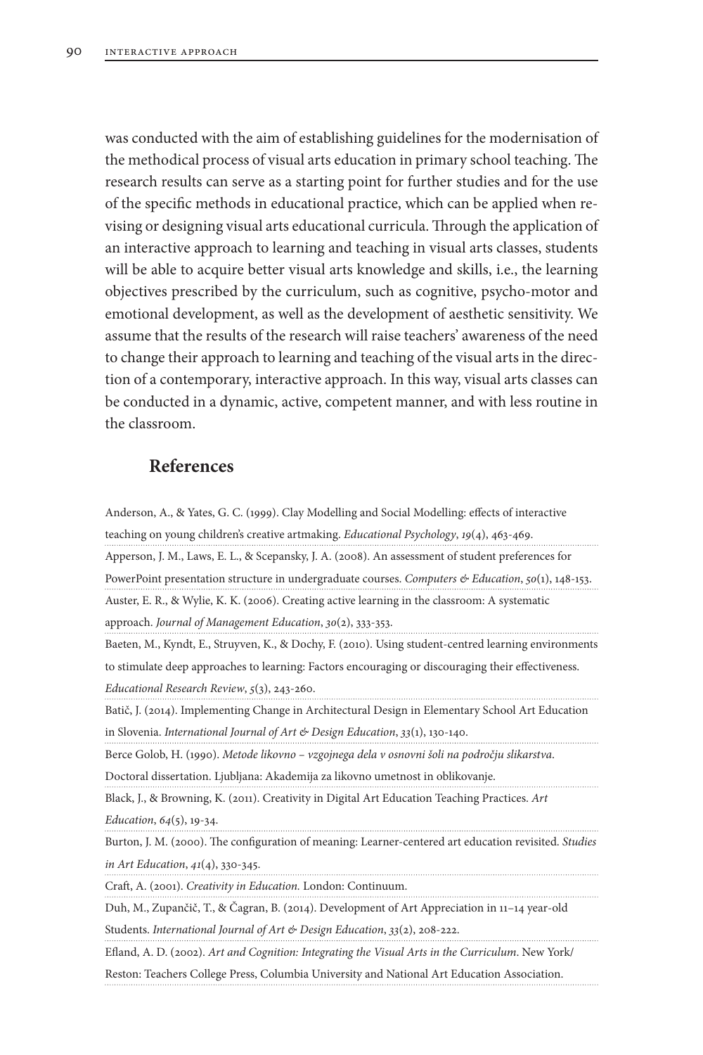was conducted with the aim of establishing guidelines for the modernisation of the methodical process of visual arts education in primary school teaching. The research results can serve as a starting point for further studies and for the use of the specific methods in educational practice, which can be applied when revising or designing visual arts educational curricula. Through the application of an interactive approach to learning and teaching in visual arts classes, students will be able to acquire better visual arts knowledge and skills, i.e., the learning objectives prescribed by the curriculum, such as cognitive, psycho-motor and emotional development, as well as the development of aesthetic sensitivity. We assume that the results of the research will raise teachers' awareness of the need to change their approach to learning and teaching of the visual arts in the direction of a contemporary, interactive approach. In this way, visual arts classes can be conducted in a dynamic, active, competent manner, and with less routine in the classroom.

## References

Anderson, A., & Yates, G. C. (1999). Clay Modelling and Social Modelling: effects of interactive teaching on young children's creative artmaking. *Educational Psychology*, *19*(4), 463-469.

Apperson, J. M., Laws, E. L., & Scepansky, J. A. (2008). An assessment of student preferences for PowerPoint presentation structure in undergraduate courses. *Computers & Education*, *50*(1), 148-153.

Auster, E. R., & Wylie, K. K. (2006). Creating active learning in the classroom: A systematic approach. *Journal of Management Education*, *30*(2), 333-353.

Baeten, M., Kyndt, E., Struyven, K., & Dochy, F. (2010). Using student-centred learning environments to stimulate deep approaches to learning: Factors encouraging or discouraging their effectiveness. *Educational Research Review*, *5*(3), 243-260.

Batič, J. (2014). Implementing Change in Architectural Design in Elementary School Art Education in Slovenia. *International Journal of Art & Design Education*, *33*(1), 130-140.

Berce Golob, H. (1990). *Metode likovno – vzgojnega dela v osnovni šoli na področju slikarstva*. Doctoral dissertation. Ljubljana: Akademija za likovno umetnost in oblikovanje.

Black, J., & Browning, K. (2011). Creativity in Digital Art Education Teaching Practices. *Art Education*, *64*(5), 19-34.

Burton, J. M. (2000). The configuration of meaning: Learner-centered art education revisited. *Studies in Art Education*, *41*(4), 330-345.

Craft, A. (2001). *Creativity in Education.* London: Continuum.

Duh, M., Zupančič, T., & Čagran, B. (2014). Development of Art Appreciation in 11–14 year-old Students. *International Journal of Art & Design Education*, *33*(2), 208-222.

Efland, A. D. (2002). *Art and Cognition: Integrating the Visual Arts in the Curriculum*. New York/ Reston: Teachers College Press, Columbia University and National Art Education Association.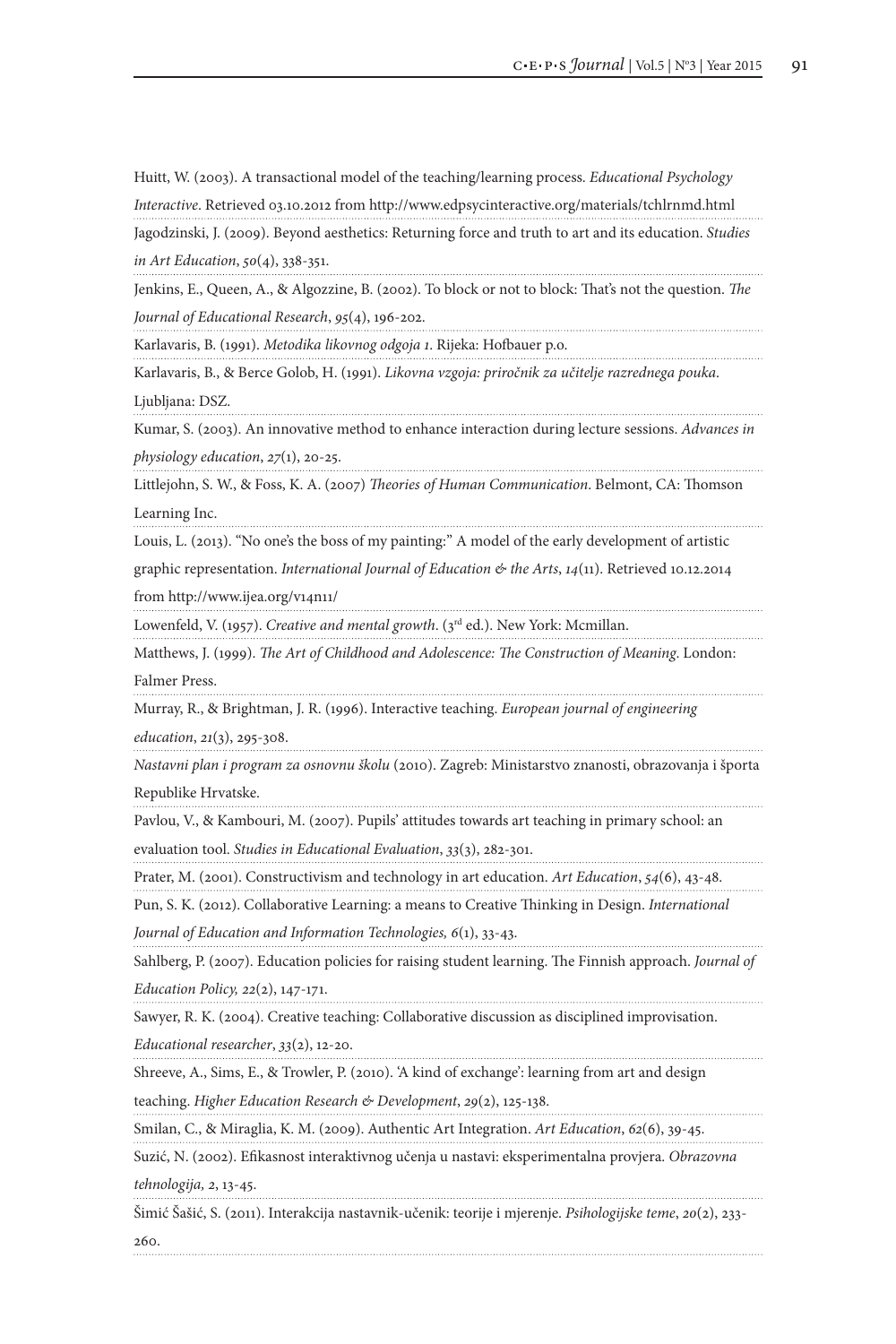Huitt, W. (2003). A transactional model of the teaching/learning process. *Educational Psychology Interactive*. Retrieved 03.10.2012 from http://www.edpsycinteractive.org/materials/tchlrnmd.html

Jagodzinski, J. (2009). Beyond aesthetics: Returning force and truth to art and its education. *Studies in Art Education*, *50*(4), 338-351.

Jenkins, E., Queen, A., & Algozzine, B. (2002). To block or not to block: That's not the question. *The Journal of Educational Research*, *95*(4), 196-202.

Karlavaris, B. (1991). *Metodika likovnog odgoja 1*. Rijeka: Hofbauer p.o.

Karlavaris, B., & Berce Golob, H. (1991). *Likovna vzgoja: priročnik za učitelje razrednega pouka*. Ljubljana: DSZ.

Kumar, S. (2003). An innovative method to enhance interaction during lecture sessions. *Advances in physiology education*, *27*(1), 20-25.

Littlejohn, S. W., & Foss, K. A. (2007) *Theories of Human Communication*. Belmont, CA: Thomson Learning Inc.

Louis, L. (2013). "No one's the boss of my painting:" A model of the early development of artistic graphic representation. *International Journal of Education & the Arts*, *14*(11). Retrieved 10.12.2014 from http://www.ijea.org/v14n11/

Lowenfeld, V. (1957). *Creative and mental growth*. (3rd ed.). New York: Mcmillan.

Matthews, J. (1999). *The Art of Childhood and Adolescence: The Construction of Meaning*. London: Falmer Press.

Murray, R., & Brightman, J. R. (1996). Interactive teaching. *European journal of engineering education*, *21*(3), 295-308.

*Nastavni plan i program za osnovnu školu* (2010). Zagreb: Ministarstvo znanosti, obrazovanja i športa Republike Hrvatske.

Pavlou, V., & Kambouri, M. (2007). Pupils' attitudes towards art teaching in primary school: an evaluation tool. *Studies in Educational Evaluation*, *33*(3), 282-301.

Prater, M. (2001). Constructivism and technology in art education. *Art Education*, *54*(6), 43-48.

Pun, S. K. (2012). Collaborative Learning: a means to Creative Thinking in Design. *International Journal of Education and Information Technologies, 6*(1), 33-43.

Sahlberg, P. (2007). Education policies for raising student learning. The Finnish approach. *Journal of Education Policy, 22*(2), 147-171.

Sawyer, R. K. (2004). Creative teaching: Collaborative discussion as disciplined improvisation. *Educational researcher*, *33*(2), 12-20.

Shreeve, A., Sims, E., & Trowler, P. (2010). 'A kind of exchange': learning from art and design teaching. *Higher Education Research & Development*, *29*(2), 125-138.

Smilan, C., & Miraglia, K. M. (2009). Authentic Art Integration. *Art Education*, *62*(6), 39-45.

Suzić, N. (2002). Efikasnost interaktivnog učenja u nastavi: eksperimentalna provjera. *Obrazovna tehnologija, 2*, 13-45.

Šimić Šašić, S. (2011). Interakcija nastavnik-učenik: teorije i mjerenje. *Psihologijske teme*, *20*(2), 233-260.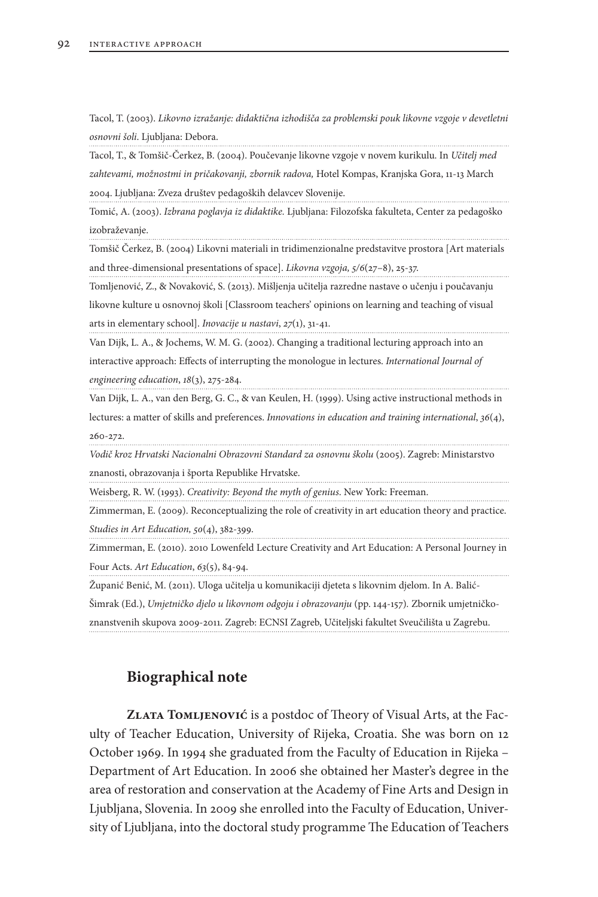Tacol, T. (2003). *Likovno izražanje: didaktična izhodišča za problemski pouk likovne vzgoje v devetletni osnovni šoli.* Ljubljana: Debora.

Tacol, T., & Tomšič-Čerkez, B. (2004). Poučevanje likovne vzgoje v novem kurikulu. In *Učitelj med zahtevami, možnostmi in pričakovanji, zbornik radova,* Hotel Kompas, Kranjska Gora, 11-13 March 2004. Ljubljana: Zveza društev pedagoških delavcev Slovenije.

Tomić, A. (2003). *Izbrana poglavja iz didaktike.* Ljubljana: Filozofska fakulteta, Center za pedagoško izobraževanje.

Tomšič Čerkez, B. (2004) Likovni materiali in tridimenzionalne predstavitve prostora [Art materials and three-dimensional presentations of space]. *Likovna vzgoja, 5/6*(27–8), 25-37.

Tomljenović, Z., & Novaković, S. (2013). Mišljenja učitelja razredne nastave o učenju i poučavanju likovne kulture u osnovnoj školi [Classroom teachers' opinions on learning and teaching of visual arts in elementary school]. *Inovacije u nastavi*, *27*(1), 31-41.

Van Dijk, L. A., & Jochems, W. M. G. (2002). Changing a traditional lecturing approach into an interactive approach: Effects of interrupting the monologue in lectures. *International Journal of engineering education*, *18*(3), 275-284.

Van Dijk, L. A., van den Berg, G. C., & van Keulen, H. (1999). Using active instructional methods in lectures: a matter of skills and preferences. *Innovations in education and training international*, *36*(4), 260-272.

*Vodič kroz Hrvatski Nacionalni Obrazovni Standard za osnovnu školu* (2005). Zagreb: Ministarstvo znanosti, obrazovanja i športa Republike Hrvatske.

Weisberg, R. W. (1993). *Creativity: Beyond the myth of genius.* New York: Freeman.

Zimmerman, E. (2009). Reconceptualizing the role of creativity in art education theory and practice. *Studies in Art Education, 50*(4), 382-399.

Zimmerman, E. (2010). 2010 Lowenfeld Lecture Creativity and Art Education: A Personal Journey in Four Acts. *Art Education*, *63*(5), 84-94.

Županić Benić, M. (2011). Uloga učitelja u komunikaciji djeteta s likovnim djelom. In A. Balić-Šimrak (Ed.), *Umjetničko djelo u likovnom odgoju i obrazovanju* (pp. 144-157). Zbornik umjetničko-znanstvenih skupova 2009-2011. Zagreb: ECNSI Zagreb, Učiteljski fakultet Sveučilišta u Zagrebu.

## Biographical note

**Zlata Tomljenović** is a postdoc of Theory of Visual Arts, at the Faculty of Teacher Education, University of Rijeka, Croatia. She was born on 12 October 1969. In 1994 she graduated from the Faculty of Education in Rijeka – Department of Art Education. In 2006 she obtained her Master's degree in the area of restoration and conservation at the Academy of Fine Arts and Design in Ljubljana, Slovenia. In 2009 she enrolled into the Faculty of Education, University of Ljubljana, into the doctoral study programme The Education of Teachers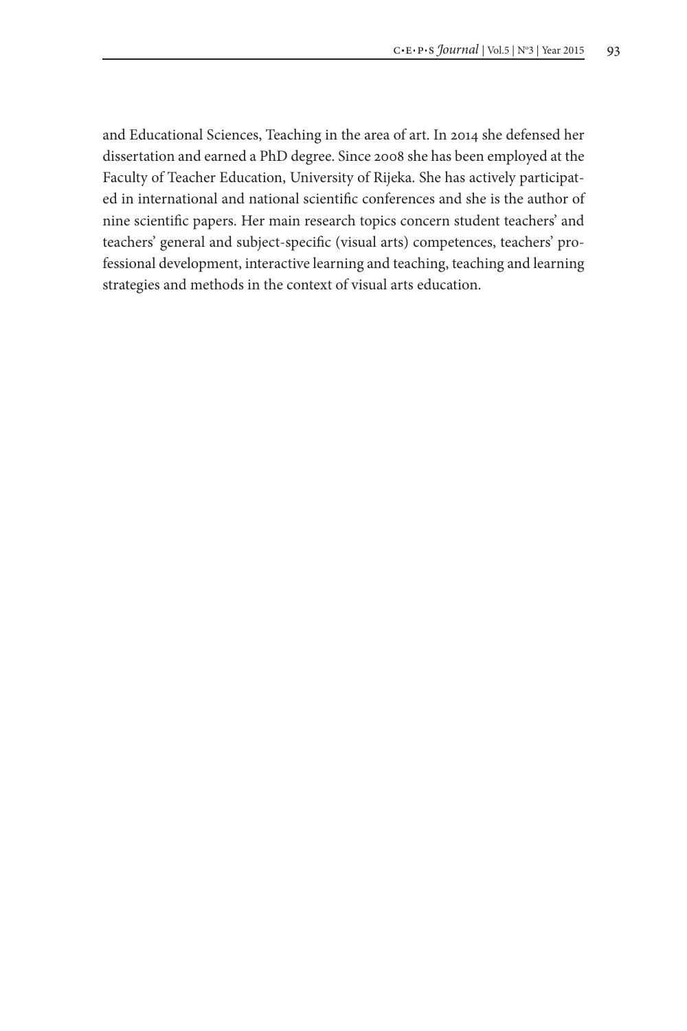and Educational Sciences, Teaching in the area of art. In 2014 she defensed her dissertation and earned a PhD degree. Since 2008 she has been employed at the Faculty of Teacher Education, University of Rijeka. She has actively participated in international and national scientific conferences and she is the author of nine scientific papers. Her main research topics concern student teachers' and teachers' general and subject-specific (visual arts) competences, teachers' professional development, interactive learning and teaching, teaching and learning strategies and methods in the context of visual arts education.